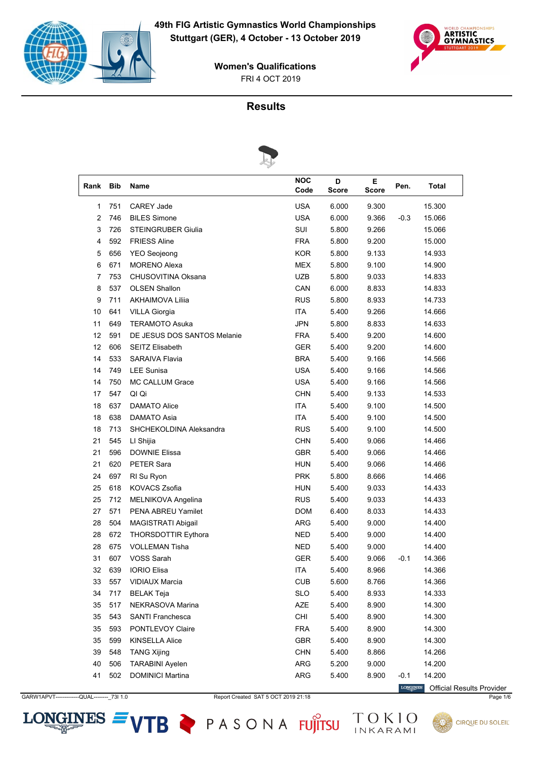# 49th FIG Artistic Gymnastics World Championships

**Stuttgart (GER), 4 October - 13 October 2019**

**Women's Qualifications**

FRI 4 OCT 2019

## Results

| Rank | Bib | Name | NOC Code | D Score | E Score | Pen. | Total |
|---|---|---|---|---|---|---|---|
| 1 | 751 | CAREY Jade | USA | 6.000 | 9.300 | | 15.300 |
| 2 | 746 | BILES Simone | USA | 6.000 | 9.366 | -0.3 | 15.066 |
| 3 | 726 | STEINGRUBER Giulia | SUI | 5.800 | 9.266 | | 15.066 |
| 4 | 592 | FRIESS Aline | FRA | 5.800 | 9.200 | | 15.000 |
| 5 | 656 | YEO Seojeong | KOR | 5.800 | 9.133 | | 14.933 |
| 6 | 671 | MORENO Alexa | MEX | 5.800 | 9.100 | | 14.900 |
| 7 | 753 | CHUSOVITINA Oksana | UZB | 5.800 | 9.033 | | 14.833 |
| 8 | 537 | OLSEN Shallon | CAN | 6.000 | 8.833 | | 14.833 |
| 9 | 711 | AKHAIMOVA Liliia | RUS | 5.800 | 8.933 | | 14.733 |
| 10 | 641 | VILLA Giorgia | ITA | 5.400 | 9.266 | | 14.666 |
| 11 | 649 | TERAMOTO Asuka | JPN | 5.800 | 8.833 | | 14.633 |
| 12 | 591 | DE JESUS DOS SANTOS Melanie | FRA | 5.400 | 9.200 | | 14.600 |
| 12 | 606 | SEITZ Elisabeth | GER | 5.400 | 9.200 | | 14.600 |
| 14 | 533 | SARAIVA Flavia | BRA | 5.400 | 9.166 | | 14.566 |
| 14 | 749 | LEE Sunisa | USA | 5.400 | 9.166 | | 14.566 |
| 14 | 750 | MC CALLUM Grace | USA | 5.400 | 9.166 | | 14.566 |
| 17 | 547 | QI Qi | CHN | 5.400 | 9.133 | | 14.533 |
| 18 | 637 | DAMATO Alice | ITA | 5.400 | 9.100 | | 14.500 |
| 18 | 638 | DAMATO Asia | ITA | 5.400 | 9.100 | | 14.500 |
| 18 | 713 | SHCHEKOLDINA Aleksandra | RUS | 5.400 | 9.100 | | 14.500 |
| 21 | 545 | LI Shijia | CHN | 5.400 | 9.066 | | 14.466 |
| 21 | 596 | DOWNIE Elissa | GBR | 5.400 | 9.066 | | 14.466 |
| 21 | 620 | PETER Sara | HUN | 5.400 | 9.066 | | 14.466 |
| 24 | 697 | RI Su Ryon | PRK | 5.800 | 8.666 | | 14.466 |
| 25 | 618 | KOVACS Zsofia | HUN | 5.400 | 9.033 | | 14.433 |
| 25 | 712 | MELNIKOVA Angelina | RUS | 5.400 | 9.033 | | 14.433 |
| 27 | 571 | PENA ABREU Yamilet | DOM | 6.400 | 8.033 | | 14.433 |
| 28 | 504 | MAGISTRATI Abigail | ARG | 5.400 | 9.000 | | 14.400 |
| 28 | 672 | THORSDOTTIR Eythora | NED | 5.400 | 9.000 | | 14.400 |
| 28 | 675 | VOLLEMAN Tisha | NED | 5.400 | 9.000 | | 14.400 |
| 31 | 607 | VOSS Sarah | GER | 5.400 | 9.066 | -0.1 | 14.366 |
| 32 | 639 | IORIO Elisa | ITA | 5.400 | 8.966 | | 14.366 |
| 33 | 557 | VIDIAUX Marcia | CUB | 5.600 | 8.766 | | 14.366 |
| 34 | 717 | BELAK Teja | SLO | 5.400 | 8.933 | | 14.333 |
| 35 | 517 | NEKRASOVA Marina | AZE | 5.400 | 8.900 | | 14.300 |
| 35 | 543 | SANTI Franchesca | CHI | 5.400 | 8.900 | | 14.300 |
| 35 | 593 | PONTLEVOY Claire | FRA | 5.400 | 8.900 | | 14.300 |
| 35 | 599 | KINSELLA Alice | GBR | 5.400 | 8.900 | | 14.300 |
| 39 | 548 | TANG Xijing | CHN | 5.400 | 8.866 | | 14.266 |
| 40 | 506 | TARABINI Ayelen | ARG | 5.200 | 9.000 | | 14.200 |
| 41 | 502 | DOMINICI Martina | ARG | 5.400 | 8.900 | -0.1 | 14.200 |

Official Results Provider

GARW1APVT--------------QUAL--------_73I 1.0 Report Created SAT 5 OCT 2019 21:18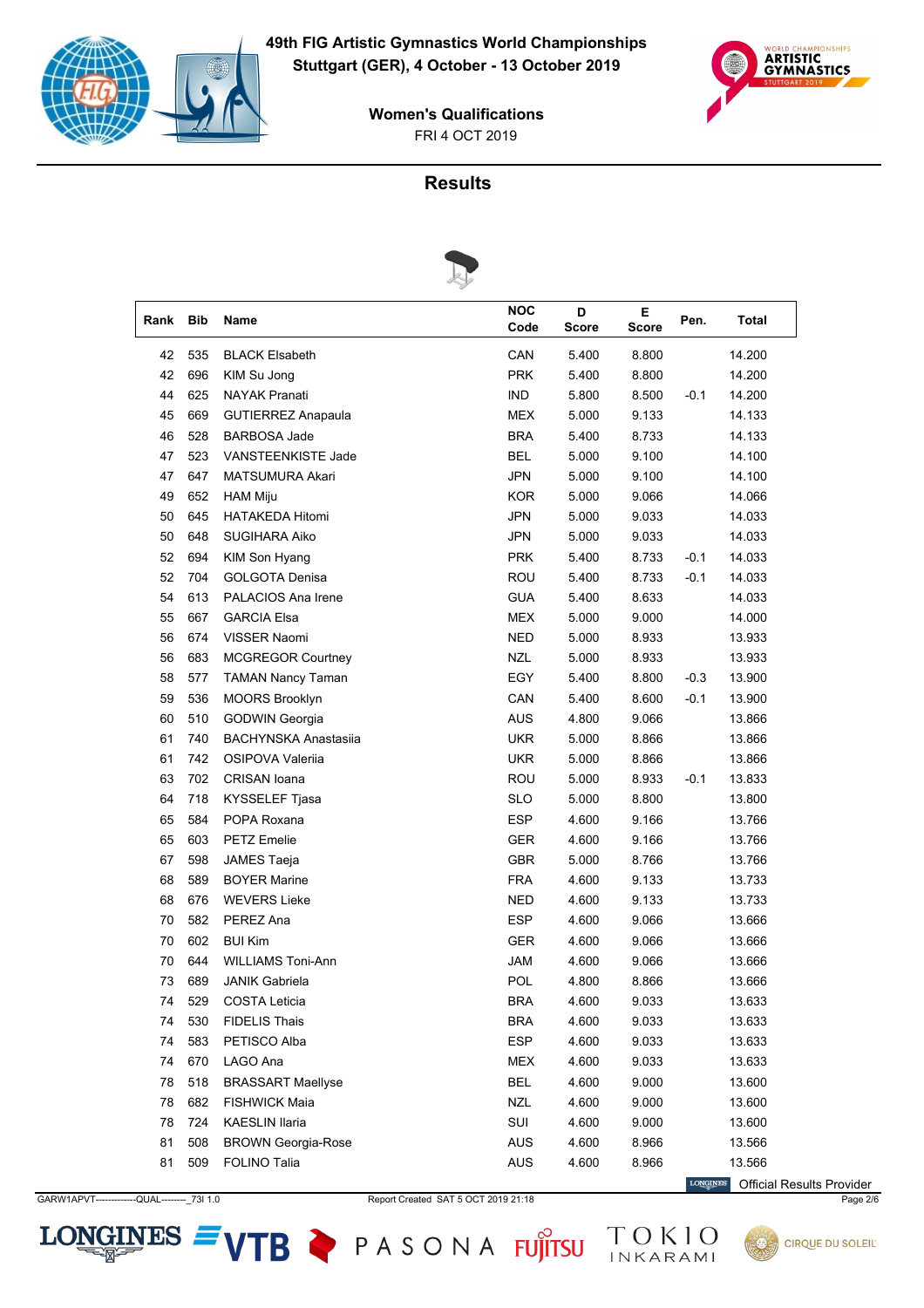# 49th FIG Artistic Gymnastics World Championships

**Stuttgart (GER), 4 October - 13 October 2019**

**Women's Qualifications**

FRI 4 OCT 2019

## Results

| Rank | Bib | Name | NOC Code | D Score | E Score | Pen. | Total |
|---|---|---|---|---|---|---|---|
| 42 | 535 | BLACK Elsabeth | CAN | 5.400 | 8.800 | | 14.200 |
| 42 | 696 | KIM Su Jong | PRK | 5.400 | 8.800 | | 14.200 |
| 44 | 625 | NAYAK Pranati | IND | 5.800 | 8.500 | -0.1 | 14.200 |
| 45 | 669 | GUTIERREZ Anapaula | MEX | 5.000 | 9.133 | | 14.133 |
| 46 | 528 | BARBOSA Jade | BRA | 5.400 | 8.733 | | 14.133 |
| 47 | 523 | VANSTEENKISTE Jade | BEL | 5.000 | 9.100 | | 14.100 |
| 47 | 647 | MATSUMURA Akari | JPN | 5.000 | 9.100 | | 14.100 |
| 49 | 652 | HAM Miju | KOR | 5.000 | 9.066 | | 14.066 |
| 50 | 645 | HATAKEDA Hitomi | JPN | 5.000 | 9.033 | | 14.033 |
| 50 | 648 | SUGIHARA Aiko | JPN | 5.000 | 9.033 | | 14.033 |
| 52 | 694 | KIM Son Hyang | PRK | 5.400 | 8.733 | -0.1 | 14.033 |
| 52 | 704 | GOLGOTA Denisa | ROU | 5.400 | 8.733 | -0.1 | 14.033 |
| 54 | 613 | PALACIOS Ana Irene | GUA | 5.400 | 8.633 | | 14.033 |
| 55 | 667 | GARCIA Elsa | MEX | 5.000 | 9.000 | | 14.000 |
| 56 | 674 | VISSER Naomi | NED | 5.000 | 8.933 | | 13.933 |
| 56 | 683 | MCGREGOR Courtney | NZL | 5.000 | 8.933 | | 13.933 |
| 58 | 577 | TAMAN Nancy Taman | EGY | 5.400 | 8.800 | -0.3 | 13.900 |
| 59 | 536 | MOORS Brooklyn | CAN | 5.400 | 8.600 | -0.1 | 13.900 |
| 60 | 510 | GODWIN Georgia | AUS | 4.800 | 9.066 | | 13.866 |
| 61 | 740 | BACHYNSKA Anastasiia | UKR | 5.000 | 8.866 | | 13.866 |
| 61 | 742 | OSIPOVA Valeriia | UKR | 5.000 | 8.866 | | 13.866 |
| 63 | 702 | CRISAN Ioana | ROU | 5.000 | 8.933 | -0.1 | 13.833 |
| 64 | 718 | KYSSELEF Tjasa | SLO | 5.000 | 8.800 | | 13.800 |
| 65 | 584 | POPA Roxana | ESP | 4.600 | 9.166 | | 13.766 |
| 65 | 603 | PETZ Emelie | GER | 4.600 | 9.166 | | 13.766 |
| 67 | 598 | JAMES Taeja | GBR | 5.000 | 8.766 | | 13.766 |
| 68 | 589 | BOYER Marine | FRA | 4.600 | 9.133 | | 13.733 |
| 68 | 676 | WEVERS Lieke | NED | 4.600 | 9.133 | | 13.733 |
| 70 | 582 | PEREZ Ana | ESP | 4.600 | 9.066 | | 13.666 |
| 70 | 602 | BUI Kim | GER | 4.600 | 9.066 | | 13.666 |
| 70 | 644 | WILLIAMS Toni-Ann | JAM | 4.600 | 9.066 | | 13.666 |
| 73 | 689 | JANIK Gabriela | POL | 4.800 | 8.866 | | 13.666 |
| 74 | 529 | COSTA Leticia | BRA | 4.600 | 9.033 | | 13.633 |
| 74 | 530 | FIDELIS Thais | BRA | 4.600 | 9.033 | | 13.633 |
| 74 | 583 | PETISCO Alba | ESP | 4.600 | 9.033 | | 13.633 |
| 74 | 670 | LAGO Ana | MEX | 4.600 | 9.033 | | 13.633 |
| 78 | 518 | BRASSART Maellyse | BEL | 4.600 | 9.000 | | 13.600 |
| 78 | 682 | FISHWICK Maia | NZL | 4.600 | 9.000 | | 13.600 |
| 78 | 724 | KAESLIN Ilaria | SUI | 4.600 | 9.000 | | 13.600 |
| 81 | 508 | BROWN Georgia-Rose | AUS | 4.600 | 8.966 | | 13.566 |
| 81 | 509 | FOLINO Talia | AUS | 4.600 | 8.966 | | 13.566 |

Official Results Provider

GARW1APVT-------------QUAL--------_73I 1.0 Report Created SAT 5 OCT 2019 21:18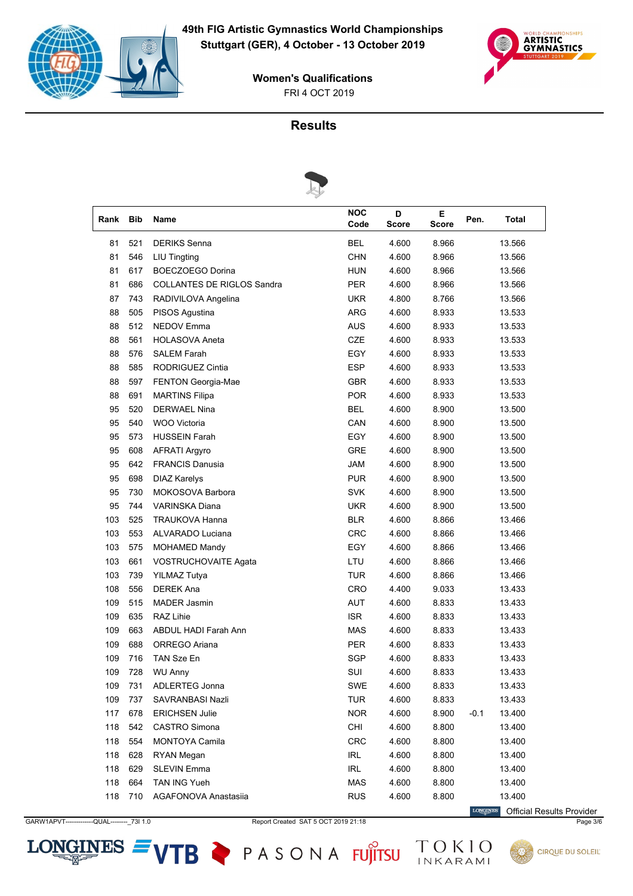# 49th FIG Artistic Gymnastics World Championships

**Stuttgart (GER), 4 October - 13 October 2019**

**Women's Qualifications**

FRI 4 OCT 2019

## Results

| Rank | Bib | Name | NOC Code | D Score | E Score | Pen. | Total |
|---|---|---|---|---|---|---|---|
| 81 | 521 | DERIKS Senna | BEL | 4.600 | 8.966 | | 13.566 |
| 81 | 546 | LIU Tingting | CHN | 4.600 | 8.966 | | 13.566 |
| 81 | 617 | BOECZOEGO Dorina | HUN | 4.600 | 8.966 | | 13.566 |
| 81 | 686 | COLLANTES DE RIGLOS Sandra | PER | 4.600 | 8.966 | | 13.566 |
| 87 | 743 | RADIVILOVA Angelina | UKR | 4.800 | 8.766 | | 13.566 |
| 88 | 505 | PISOS Agustina | ARG | 4.600 | 8.933 | | 13.533 |
| 88 | 512 | NEDOV Emma | AUS | 4.600 | 8.933 | | 13.533 |
| 88 | 561 | HOLASOVA Aneta | CZE | 4.600 | 8.933 | | 13.533 |
| 88 | 576 | SALEM Farah | EGY | 4.600 | 8.933 | | 13.533 |
| 88 | 585 | RODRIGUEZ Cintia | ESP | 4.600 | 8.933 | | 13.533 |
| 88 | 597 | FENTON Georgia-Mae | GBR | 4.600 | 8.933 | | 13.533 |
| 88 | 691 | MARTINS Filipa | POR | 4.600 | 8.933 | | 13.533 |
| 95 | 520 | DERWAEL Nina | BEL | 4.600 | 8.900 | | 13.500 |
| 95 | 540 | WOO Victoria | CAN | 4.600 | 8.900 | | 13.500 |
| 95 | 573 | HUSSEIN Farah | EGY | 4.600 | 8.900 | | 13.500 |
| 95 | 608 | AFRATI Argyro | GRE | 4.600 | 8.900 | | 13.500 |
| 95 | 642 | FRANCIS Danusia | JAM | 4.600 | 8.900 | | 13.500 |
| 95 | 698 | DIAZ Karelys | PUR | 4.600 | 8.900 | | 13.500 |
| 95 | 730 | MOKOSOVA Barbora | SVK | 4.600 | 8.900 | | 13.500 |
| 95 | 744 | VARINSKA Diana | UKR | 4.600 | 8.900 | | 13.500 |
| 103 | 525 | TRAUKOVA Hanna | BLR | 4.600 | 8.866 | | 13.466 |
| 103 | 553 | ALVARADO Luciana | CRC | 4.600 | 8.866 | | 13.466 |
| 103 | 575 | MOHAMED Mandy | EGY | 4.600 | 8.866 | | 13.466 |
| 103 | 661 | VOSTRUCHOVAITE Agata | LTU | 4.600 | 8.866 | | 13.466 |
| 103 | 739 | YILMAZ Tutya | TUR | 4.600 | 8.866 | | 13.466 |
| 108 | 556 | DEREK Ana | CRO | 4.400 | 9.033 | | 13.433 |
| 109 | 515 | MADER Jasmin | AUT | 4.600 | 8.833 | | 13.433 |
| 109 | 635 | RAZ Lihie | ISR | 4.600 | 8.833 | | 13.433 |
| 109 | 663 | ABDUL HADI Farah Ann | MAS | 4.600 | 8.833 | | 13.433 |
| 109 | 688 | ORREGO Ariana | PER | 4.600 | 8.833 | | 13.433 |
| 109 | 716 | TAN Sze En | SGP | 4.600 | 8.833 | | 13.433 |
| 109 | 728 | WU Anny | SUI | 4.600 | 8.833 | | 13.433 |
| 109 | 731 | ADLERTEG Jonna | SWE | 4.600 | 8.833 | | 13.433 |
| 109 | 737 | SAVRANBASI Nazli | TUR | 4.600 | 8.833 | | 13.433 |
| 117 | 678 | ERICHSEN Julie | NOR | 4.600 | 8.900 | -0.1 | 13.400 |
| 118 | 542 | CASTRO Simona | CHI | 4.600 | 8.800 | | 13.400 |
| 118 | 554 | MONTOYA Camila | CRC | 4.600 | 8.800 | | 13.400 |
| 118 | 628 | RYAN Megan | IRL | 4.600 | 8.800 | | 13.400 |
| 118 | 629 | SLEVIN Emma | IRL | 4.600 | 8.800 | | 13.400 |
| 118 | 664 | TAN ING Yueh | MAS | 4.600 | 8.800 | | 13.400 |
| 118 | 710 | AGAFONOVA Anastasiia | RUS | 4.600 | 8.800 | | 13.400 |

Official Results Provider

GARW1APVT-------------QUAL--------_73I 1.0 Report Created SAT 5 OCT 2019 21:18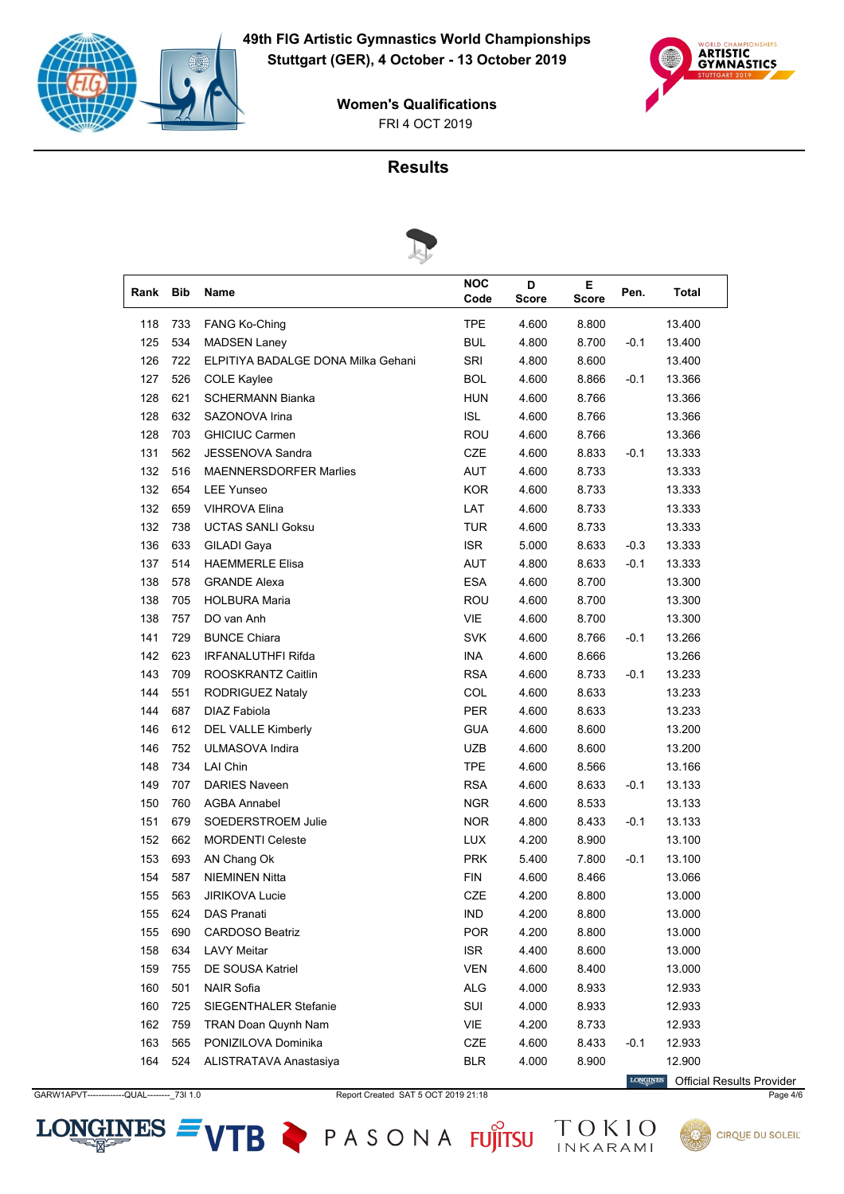# 49th FIG Artistic Gymnastics World Championships
## Stuttgart (GER), 4 October - 13 October 2019

**Women's Qualifications**
FRI 4 OCT 2019

## Results

| Rank | Bib | Name | NOC Code | D Score | E Score | Pen. | Total |
|---|---|---|---|---|---|---|---|
| 118 | 733 | FANG Ko-Ching | TPE | 4.600 | 8.800 | | 13.400 |
| 125 | 534 | MADSEN Laney | BUL | 4.800 | 8.700 | -0.1 | 13.400 |
| 126 | 722 | ELPITIYA BADALGE DONA Milka Gehani | SRI | 4.800 | 8.600 | | 13.400 |
| 127 | 526 | COLE Kaylee | BOL | 4.600 | 8.866 | -0.1 | 13.366 |
| 128 | 621 | SCHERMANN Bianka | HUN | 4.600 | 8.766 | | 13.366 |
| 128 | 632 | SAZONOVA Irina | ISL | 4.600 | 8.766 | | 13.366 |
| 128 | 703 | GHICIUC Carmen | ROU | 4.600 | 8.766 | | 13.366 |
| 131 | 562 | JESSENOVA Sandra | CZE | 4.600 | 8.833 | -0.1 | 13.333 |
| 132 | 516 | MAENNERSDORFER Marlies | AUT | 4.600 | 8.733 | | 13.333 |
| 132 | 654 | LEE Yunseo | KOR | 4.600 | 8.733 | | 13.333 |
| 132 | 659 | VIHROVA Elina | LAT | 4.600 | 8.733 | | 13.333 |
| 132 | 738 | UCTAS SANLI Goksu | TUR | 4.600 | 8.733 | | 13.333 |
| 136 | 633 | GILADI Gaya | ISR | 5.000 | 8.633 | -0.3 | 13.333 |
| 137 | 514 | HAEMMERLE Elisa | AUT | 4.800 | 8.633 | -0.1 | 13.333 |
| 138 | 578 | GRANDE Alexa | ESA | 4.600 | 8.700 | | 13.300 |
| 138 | 705 | HOLBURA Maria | ROU | 4.600 | 8.700 | | 13.300 |
| 138 | 757 | DO van Anh | VIE | 4.600 | 8.700 | | 13.300 |
| 141 | 729 | BUNCE Chiara | SVK | 4.600 | 8.766 | -0.1 | 13.266 |
| 142 | 623 | IRFANALUTHFI Rifda | INA | 4.600 | 8.666 | | 13.266 |
| 143 | 709 | ROOSKRANTZ Caitlin | RSA | 4.600 | 8.733 | -0.1 | 13.233 |
| 144 | 551 | RODRIGUEZ Nataly | COL | 4.600 | 8.633 | | 13.233 |
| 144 | 687 | DIAZ Fabiola | PER | 4.600 | 8.633 | | 13.233 |
| 146 | 612 | DEL VALLE Kimberly | GUA | 4.600 | 8.600 | | 13.200 |
| 146 | 752 | ULMASOVA Indira | UZB | 4.600 | 8.600 | | 13.200 |
| 148 | 734 | LAI Chin | TPE | 4.600 | 8.566 | | 13.166 |
| 149 | 707 | DARIES Naveen | RSA | 4.600 | 8.633 | -0.1 | 13.133 |
| 150 | 760 | AGBA Annabel | NGR | 4.600 | 8.533 | | 13.133 |
| 151 | 679 | SOEDERSTROEM Julie | NOR | 4.800 | 8.433 | -0.1 | 13.133 |
| 152 | 662 | MORDENTI Celeste | LUX | 4.200 | 8.900 | | 13.100 |
| 153 | 693 | AN Chang Ok | PRK | 5.400 | 7.800 | -0.1 | 13.100 |
| 154 | 587 | NIEMINEN Nitta | FIN | 4.600 | 8.466 | | 13.066 |
| 155 | 563 | JIRIKOVA Lucie | CZE | 4.200 | 8.800 | | 13.000 |
| 155 | 624 | DAS Pranati | IND | 4.200 | 8.800 | | 13.000 |
| 155 | 690 | CARDOSO Beatriz | POR | 4.200 | 8.800 | | 13.000 |
| 158 | 634 | LAVY Meitar | ISR | 4.400 | 8.600 | | 13.000 |
| 159 | 755 | DE SOUSA Katriel | VEN | 4.600 | 8.400 | | 13.000 |
| 160 | 501 | NAIR Sofia | ALG | 4.000 | 8.933 | | 12.933 |
| 160 | 725 | SIEGENTHALER Stefanie | SUI | 4.000 | 8.933 | | 12.933 |
| 162 | 759 | TRAN Doan Quynh Nam | VIE | 4.200 | 8.733 | | 12.933 |
| 163 | 565 | PONIZILOVA Dominika | CZE | 4.600 | 8.433 | -0.1 | 12.933 |
| 164 | 524 | ALISTRATAVA Anastasiya | BLR | 4.000 | 8.900 | | 12.900 |

Official Results Provider

GARW1APVT------------QUAL--------_73I 1.0 Report Created SAT 5 OCT 2019 21:18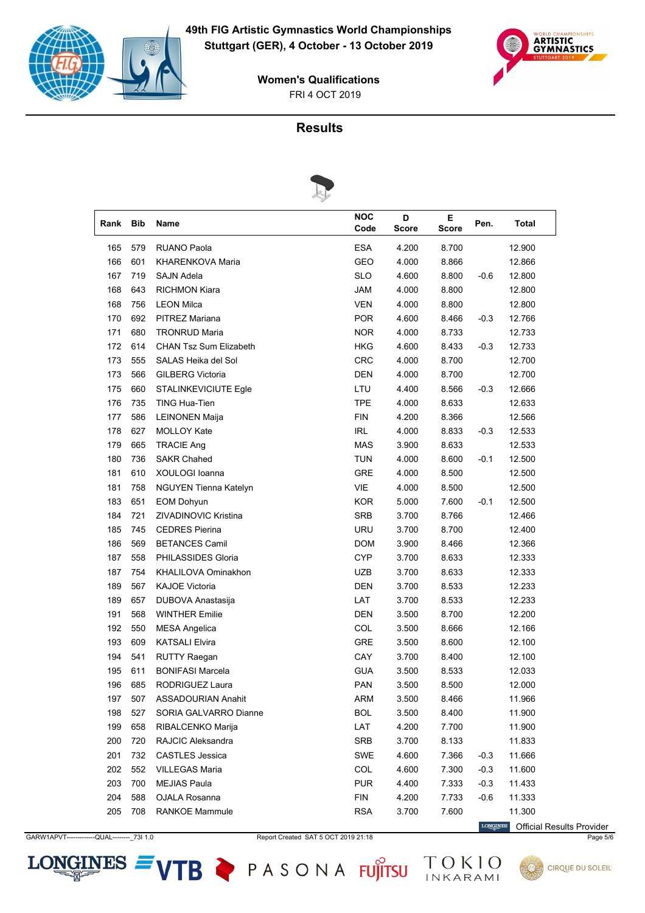# 49th FIG Artistic Gymnastics World Championships
**Stuttgart (GER), 4 October - 13 October 2019**

**Women's Qualifications**
FRI 4 OCT 2019

## Results

| Rank | Bib | Name | NOC Code | D Score | E Score | Pen. | Total |
|---|---|---|---|---|---|---|---|
| 165 | 579 | RUANO Paola | ESA | 4.200 | 8.700 | | 12.900 |
| 166 | 601 | KHARENKOVA Maria | GEO | 4.000 | 8.866 | | 12.866 |
| 167 | 719 | SAJN Adela | SLO | 4.600 | 8.800 | -0.6 | 12.800 |
| 168 | 643 | RICHMON Kiara | JAM | 4.000 | 8.800 | | 12.800 |
| 168 | 756 | LEON Milca | VEN | 4.000 | 8.800 | | 12.800 |
| 170 | 692 | PITREZ Mariana | POR | 4.600 | 8.466 | -0.3 | 12.766 |
| 171 | 680 | TRONRUD Maria | NOR | 4.000 | 8.733 | | 12.733 |
| 172 | 614 | CHAN Tsz Sum Elizabeth | HKG | 4.600 | 8.433 | -0.3 | 12.733 |
| 173 | 555 | SALAS Heika del Sol | CRC | 4.000 | 8.700 | | 12.700 |
| 173 | 566 | GILBERG Victoria | DEN | 4.000 | 8.700 | | 12.700 |
| 175 | 660 | STALINKEVICIUTE Egle | LTU | 4.400 | 8.566 | -0.3 | 12.666 |
| 176 | 735 | TING Hua-Tien | TPE | 4.000 | 8.633 | | 12.633 |
| 177 | 586 | LEINONEN Maija | FIN | 4.200 | 8.366 | | 12.566 |
| 178 | 627 | MOLLOY Kate | IRL | 4.000 | 8.833 | -0.3 | 12.533 |
| 179 | 665 | TRACIE Ang | MAS | 3.900 | 8.633 | | 12.533 |
| 180 | 736 | SAKR Chahed | TUN | 4.000 | 8.600 | -0.1 | 12.500 |
| 181 | 610 | XOULOGI Ioanna | GRE | 4.000 | 8.500 | | 12.500 |
| 181 | 758 | NGUYEN Tienna Katelyn | VIE | 4.000 | 8.500 | | 12.500 |
| 183 | 651 | EOM Dohyun | KOR | 5.000 | 7.600 | -0.1 | 12.500 |
| 184 | 721 | ZIVADINOVIC Kristina | SRB | 3.700 | 8.766 | | 12.466 |
| 185 | 745 | CEDRES Pierina | URU | 3.700 | 8.700 | | 12.400 |
| 186 | 569 | BETANCES Camil | DOM | 3.900 | 8.466 | | 12.366 |
| 187 | 558 | PHILASSIDES Gloria | CYP | 3.700 | 8.633 | | 12.333 |
| 187 | 754 | KHALILOVA Ominakhon | UZB | 3.700 | 8.633 | | 12.333 |
| 189 | 567 | KAJOE Victoria | DEN | 3.700 | 8.533 | | 12.233 |
| 189 | 657 | DUBOVA Anastasija | LAT | 3.700 | 8.533 | | 12.233 |
| 191 | 568 | WINTHER Emilie | DEN | 3.500 | 8.700 | | 12.200 |
| 192 | 550 | MESA Angelica | COL | 3.500 | 8.666 | | 12.166 |
| 193 | 609 | KATSALI Elvira | GRE | 3.500 | 8.600 | | 12.100 |
| 194 | 541 | RUTTY Raegan | CAY | 3.700 | 8.400 | | 12.100 |
| 195 | 611 | BONIFASI Marcela | GUA | 3.500 | 8.533 | | 12.033 |
| 196 | 685 | RODRIGUEZ Laura | PAN | 3.500 | 8.500 | | 12.000 |
| 197 | 507 | ASSADOURIAN Anahit | ARM | 3.500 | 8.466 | | 11.966 |
| 198 | 527 | SORIA GALVARRO Dianne | BOL | 3.500 | 8.400 | | 11.900 |
| 199 | 658 | RIBALCENKO Marija | LAT | 4.200 | 7.700 | | 11.900 |
| 200 | 720 | RAJCIC Aleksandra | SRB | 3.700 | 8.133 | | 11.833 |
| 201 | 732 | CASTLES Jessica | SWE | 4.600 | 7.366 | -0.3 | 11.666 |
| 202 | 552 | VILLEGAS Maria | COL | 4.600 | 7.300 | -0.3 | 11.600 |
| 203 | 700 | MEJIAS Paula | PUR | 4.400 | 7.333 | -0.3 | 11.433 |
| 204 | 588 | OJALA Rosanna | FIN | 4.200 | 7.733 | -0.6 | 11.333 |
| 205 | 708 | RANKOE Mammule | RSA | 3.700 | 7.600 | | 11.300 |

Official Results Provider

GARW1APVT--------------QUAL--------_73I 1.0 Report Created SAT 5 OCT 2019 21:18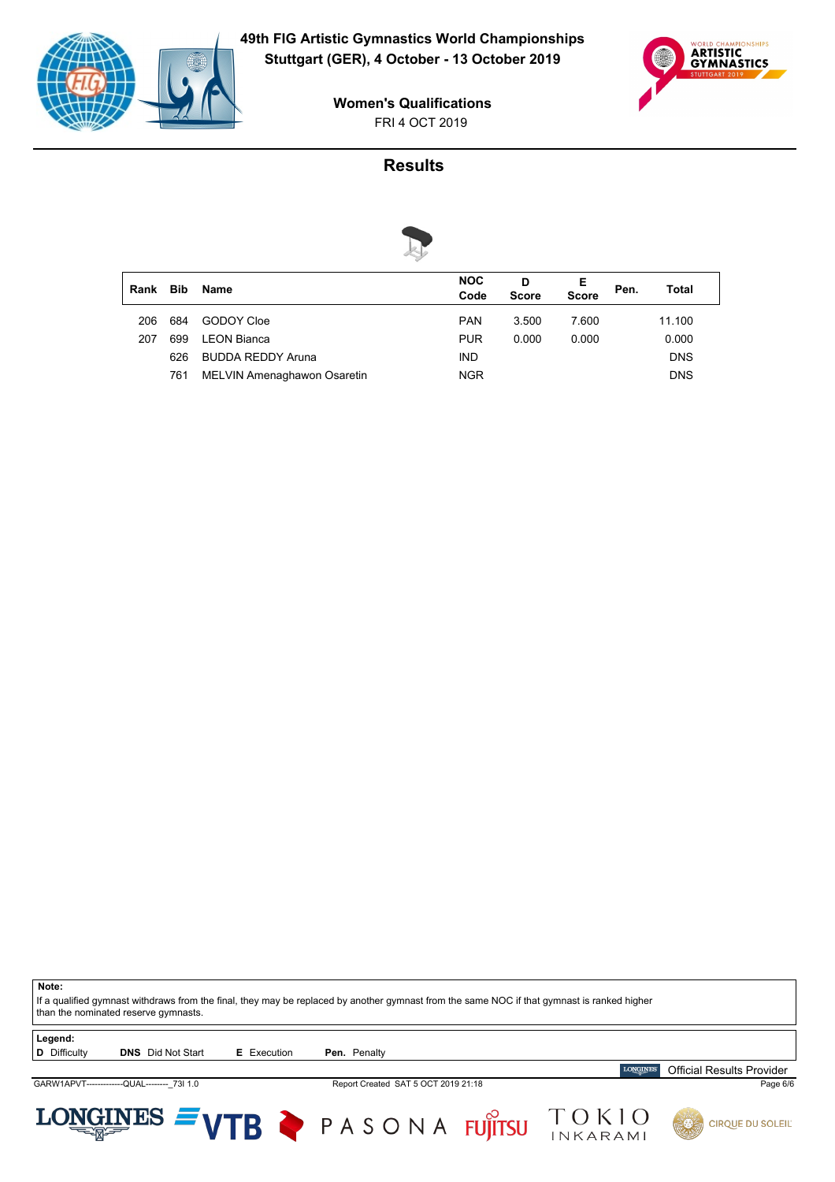49th FIG Artistic Gymnastics World Championships
Stuttgart (GER), 4 October - 13 October 2019

Women's Qualifications
FRI 4 OCT 2019

## Results

| Rank | Bib | Name | NOC Code | D Score | E Score | Pen. | Total |
|---|---|---|---|---|---|---|---|
| 206 | 684 | GODOY Cloe | PAN | 3.500 | 7.600 | | 11.100 |
| 207 | 699 | LEON Bianca | PUR | 0.000 | 0.000 | | 0.000 |
| | 626 | BUDDA REDDY Aruna | IND | | | | DNS |
| | 761 | MELVIN Amenaghawon Osaretin | NGR | | | | DNS |

**Note:**
If a qualified gymnast withdraws from the final, they may be replaced by another gymnast from the same NOC if that gymnast is ranked higher than the nominated reserve gymnasts.

**Legend:**
**D** Difficulty **DNS** Did Not Start **E** Execution **Pen.** Penalty

Official Results Provider

GARW1APVT-------------QUAL--------_73I 1.0 Report Created SAT 5 OCT 2019 21:18